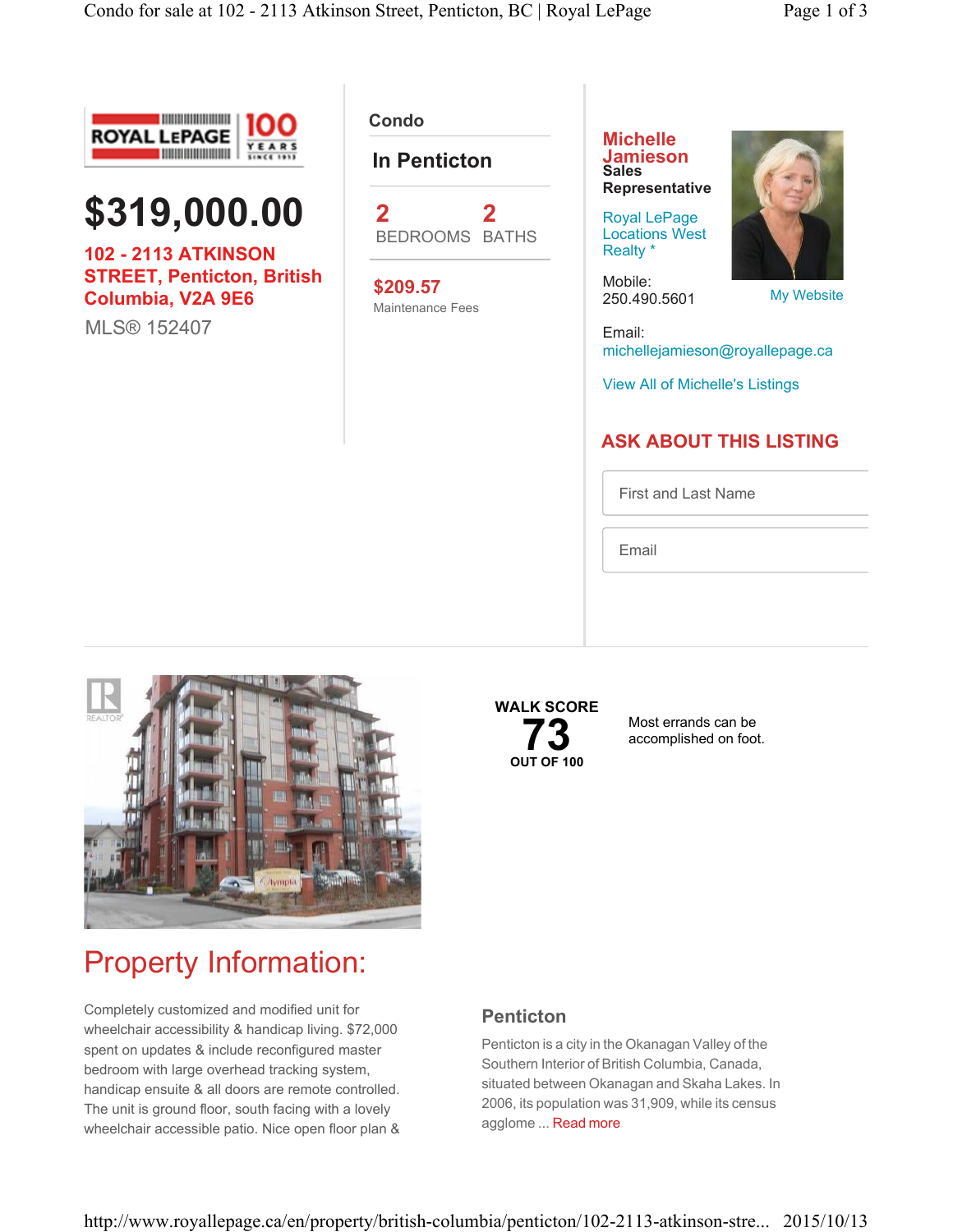# $319,000.00

**102 - 2113 ATKINSON STREET, Penticton, British Columbia, V2A 9E6**

MLS® 152407

## Condo

### In Penticton

| 2 | 2 |
|---|---|
| BEDROOMS | BATHS |

**$209.57**
Maintenance Fees

**Michelle Jamieson**
**Sales Representative**

Royal LePage Locations West Realty *

Mobile:
250.490.5601

My Website

Email:
michellejamieson@royallepage.ca

View All of Michelle's Listings

## ASK ABOUT THIS LISTING

First and Last Name

Email

**WALK SCORE**
**73**
**OUT OF 100**

Most errands can be accomplished on foot.

# Property Information:

Completely customized and modified unit for wheelchair accessibility & handicap living. $72,000 spent on updates & include reconfigured master bedroom with large overhead tracking system, handicap ensuite & all doors are remote controlled. The unit is ground floor, south facing with a lovely wheelchair accessible patio. Nice open floor plan &

### Penticton

Penticton is a city in the Okanagan Valley of the Southern Interior of British Columbia, Canada, situated between Okanagan and Skaha Lakes. In 2006, its population was 31,909, while its census agglome ... Read more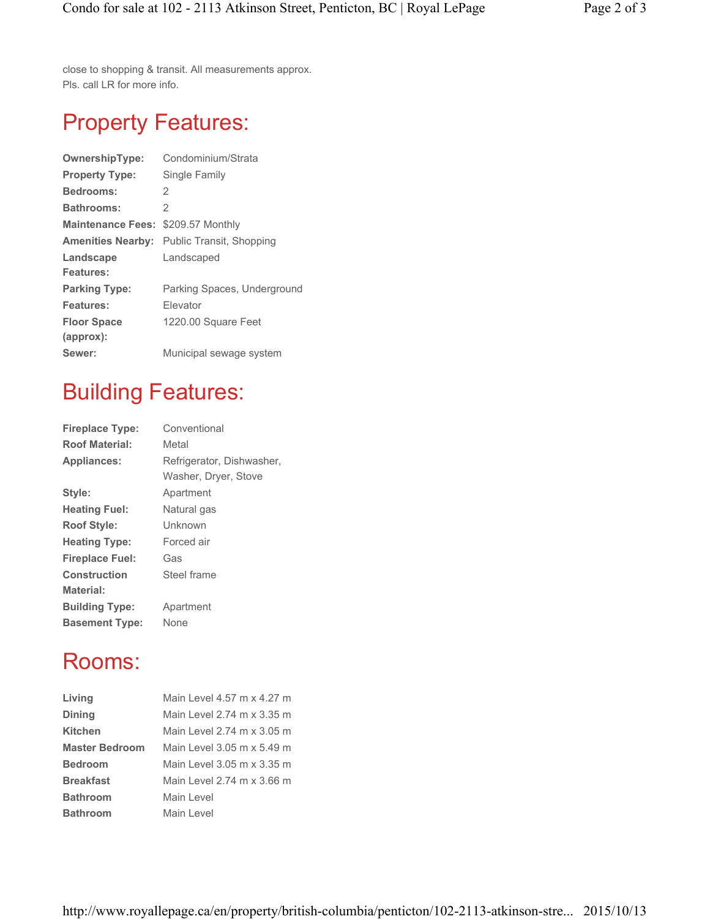close to shopping & transit. All measurements approx. Pls. call LR for more info.

## Property Features:

| | |
|---|---|
| **OwnershipType:** | Condominium/Strata |
| **Property Type:** | Single Family |
| **Bedrooms:** | 2 |
| **Bathrooms:** | 2 |
| **Maintenance Fees:** | $209.57 Monthly |
| **Amenities Nearby:** | Public Transit, Shopping |
| **Landscape Features:** | Landscaped |
| **Parking Type:** | Parking Spaces, Underground |
| **Features:** | Elevator |
| **Floor Space (approx):** | 1220.00 Square Feet |
| **Sewer:** | Municipal sewage system |

## Building Features:

| | |
|---|---|
| **Fireplace Type:** | Conventional |
| **Roof Material:** | Metal |
| **Appliances:** | Refrigerator, Dishwasher, Washer, Dryer, Stove |
| **Style:** | Apartment |
| **Heating Fuel:** | Natural gas |
| **Roof Style:** | Unknown |
| **Heating Type:** | Forced air |
| **Fireplace Fuel:** | Gas |
| **Construction Material:** | Steel frame |
| **Building Type:** | Apartment |
| **Basement Type:** | None |

## Rooms:

| | |
|---|---|
| **Living** | Main Level 4.57 m x 4.27 m |
| **Dining** | Main Level 2.74 m x 3.35 m |
| **Kitchen** | Main Level 2.74 m x 3.05 m |
| **Master Bedroom** | Main Level 3.05 m x 5.49 m |
| **Bedroom** | Main Level 3.05 m x 3.35 m |
| **Breakfast** | Main Level 2.74 m x 3.66 m |
| **Bathroom** | Main Level |
| **Bathroom** | Main Level |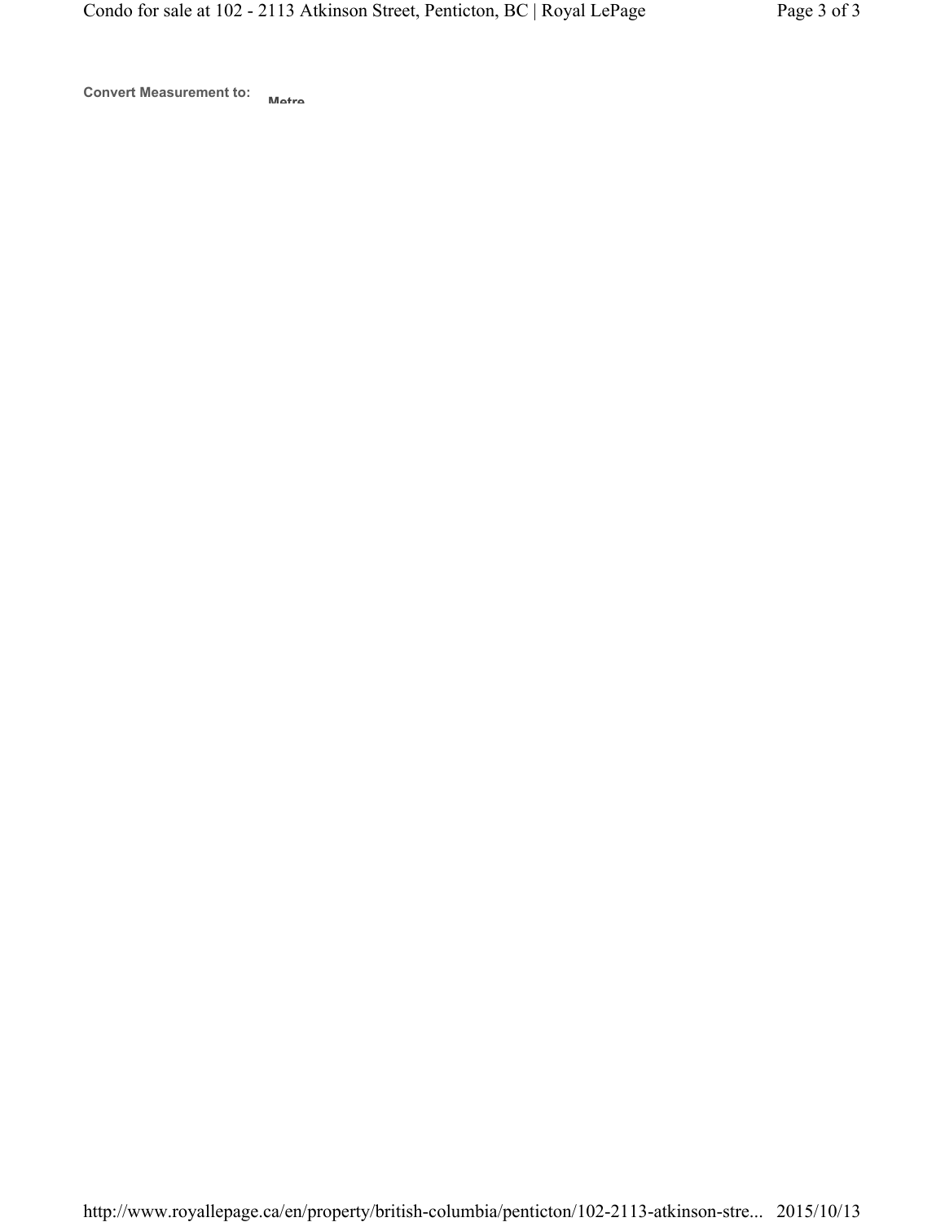**Convert Measurement to:** Metre